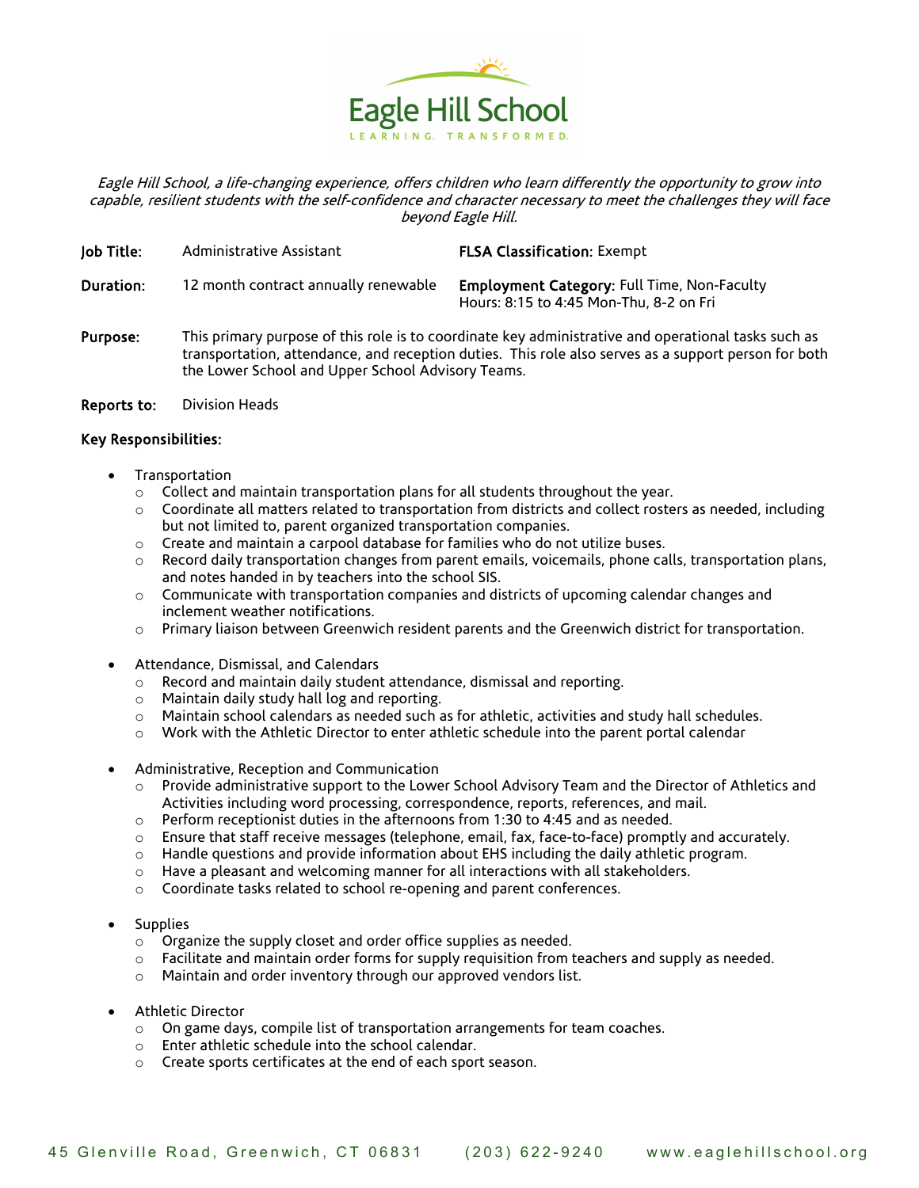# Eagle Hill School

LEARNING. TRANSFORMED.

*Eagle Hill School, a life-changing experience, offers children who learn differently the opportunity to grow into capable, resilient students with the self-confidence and character necessary to meet the challenges they will face beyond Eagle Hill.*

**Job Title:** Administrative Assistant

**FLSA Classification:** Exempt

**Duration:** 12 month contract annually renewable

**Employment Category:** Full Time, Non-Faculty
Hours: 8:15 to 4:45 Mon-Thu, 8-2 on Fri

**Purpose:** This primary purpose of this role is to coordinate key administrative and operational tasks such as transportation, attendance, and reception duties. This role also serves as a support person for both the Lower School and Upper School Advisory Teams.

**Reports to:** Division Heads

**Key Responsibilities:**

- Transportation
  - Collect and maintain transportation plans for all students throughout the year.
  - Coordinate all matters related to transportation from districts and collect rosters as needed, including but not limited to, parent organized transportation companies.
  - Create and maintain a carpool database for families who do not utilize buses.
  - Record daily transportation changes from parent emails, voicemails, phone calls, transportation plans, and notes handed in by teachers into the school SIS.
  - Communicate with transportation companies and districts of upcoming calendar changes and inclement weather notifications.
  - Primary liaison between Greenwich resident parents and the Greenwich district for transportation.

- Attendance, Dismissal, and Calendars
  - Record and maintain daily student attendance, dismissal and reporting.
  - Maintain daily study hall log and reporting.
  - Maintain school calendars as needed such as for athletic, activities and study hall schedules.
  - Work with the Athletic Director to enter athletic schedule into the parent portal calendar

- Administrative, Reception and Communication
  - Provide administrative support to the Lower School Advisory Team and the Director of Athletics and Activities including word processing, correspondence, reports, references, and mail.
  - Perform receptionist duties in the afternoons from 1:30 to 4:45 and as needed.
  - Ensure that staff receive messages (telephone, email, fax, face-to-face) promptly and accurately.
  - Handle questions and provide information about EHS including the daily athletic program.
  - Have a pleasant and welcoming manner for all interactions with all stakeholders.
  - Coordinate tasks related to school re-opening and parent conferences.

- Supplies
  - Organize the supply closet and order office supplies as needed.
  - Facilitate and maintain order forms for supply requisition from teachers and supply as needed.
  - Maintain and order inventory through our approved vendors list.

- Athletic Director
  - On game days, compile list of transportation arrangements for team coaches.
  - Enter athletic schedule into the school calendar.
  - Create sports certificates at the end of each sport season.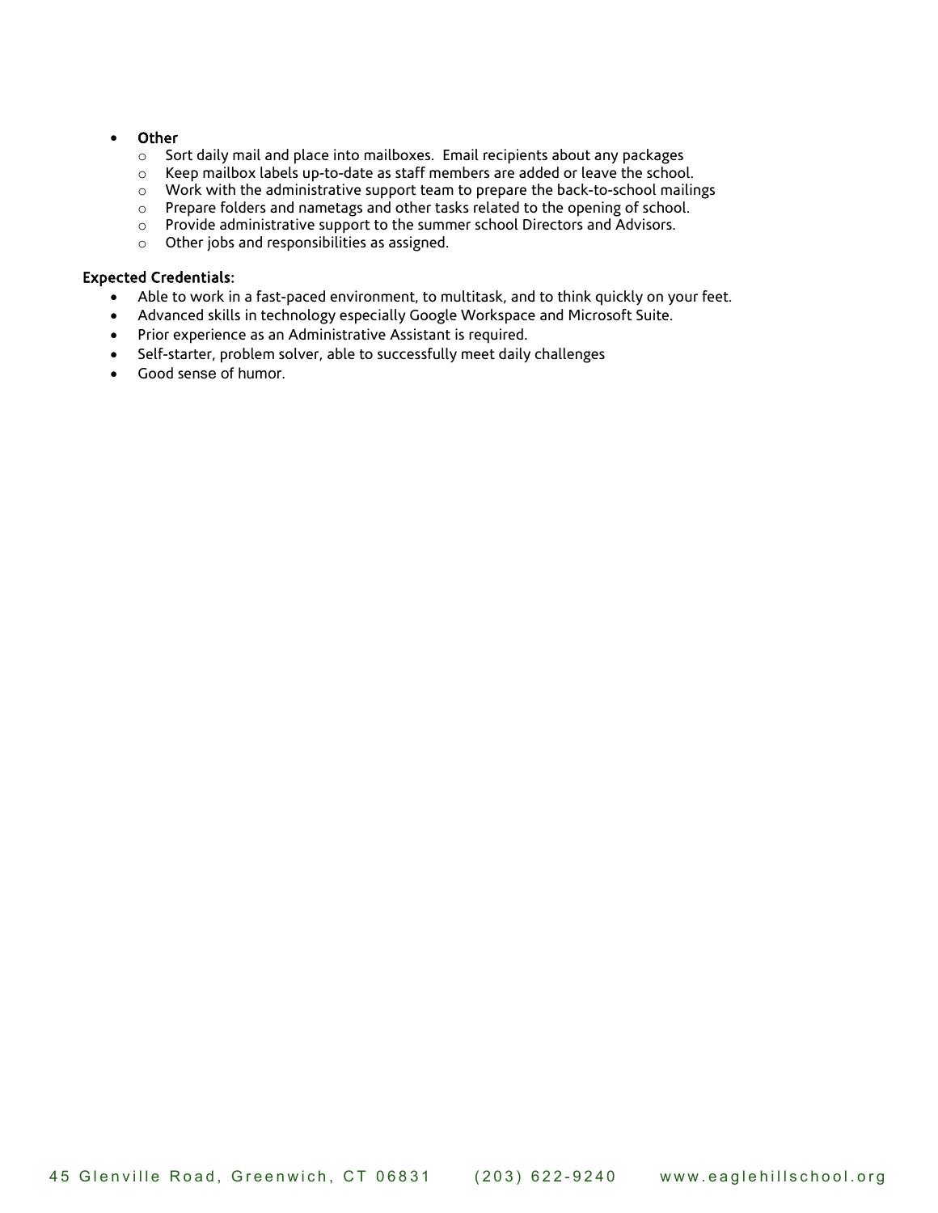- **Other**
  - Sort daily mail and place into mailboxes.  Email recipients about any packages
  - Keep mailbox labels up-to-date as staff members are added or leave the school.
  - Work with the administrative support team to prepare the back-to-school mailings
  - Prepare folders and nametags and other tasks related to the opening of school.
  - Provide administrative support to the summer school Directors and Advisors.
  - Other jobs and responsibilities as assigned.

**Expected Credentials:**

- Able to work in a fast-paced environment, to multitask, and to think quickly on your feet.
- Advanced skills in technology especially Google Workspace and Microsoft Suite.
- Prior experience as an Administrative Assistant is required.
- Self-starter, problem solver, able to successfully meet daily challenges
- Good sense of humor.